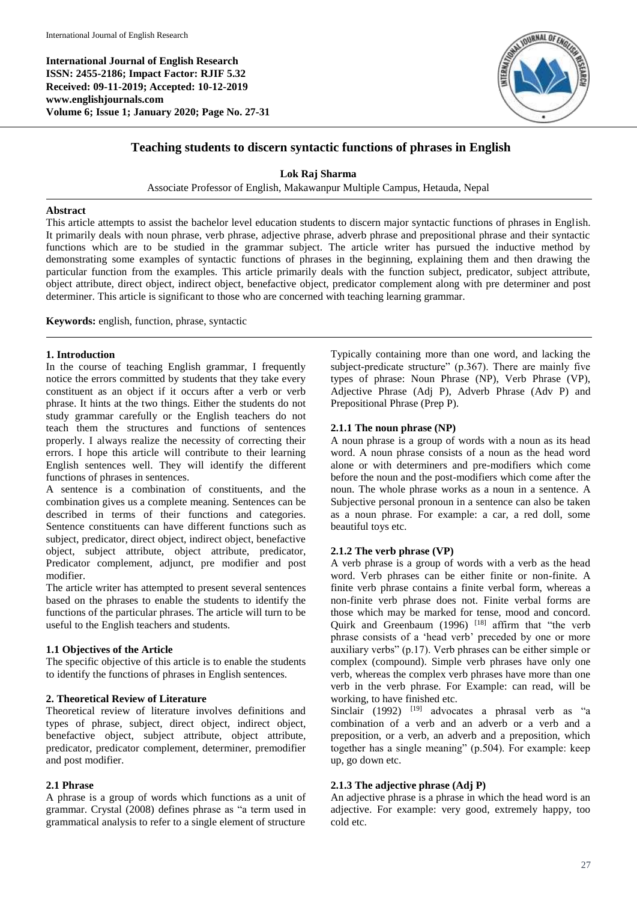**International Journal of English Research**
**ISSN: 2455-2186; Impact Factor: RJIF 5.32**
**Received: 09-11-2019; Accepted: 10-12-2019**
**www.englishjournals.com**
**Volume 6; Issue 1; January 2020; Page No. 27-31**

# Teaching students to discern syntactic functions of phrases in English

**Lok Raj Sharma**

Associate Professor of English, Makawanpur Multiple Campus, Hetauda, Nepal

## Abstract

This article attempts to assist the bachelor level education students to discern major syntactic functions of phrases in English. It primarily deals with noun phrase, verb phrase, adjective phrase, adverb phrase and prepositional phrase and their syntactic functions which are to be studied in the grammar subject. The article writer has pursued the inductive method by demonstrating some examples of syntactic functions of phrases in the beginning, explaining them and then drawing the particular function from the examples. This article primarily deals with the function subject, predicator, subject attribute, object attribute, direct object, indirect object, benefactive object, predicator complement along with pre determiner and post determiner. This article is significant to those who are concerned with teaching learning grammar.

**Keywords:** english, function, phrase, syntactic

## 1. Introduction

In the course of teaching English grammar, I frequently notice the errors committed by students that they take every constituent as an object if it occurs after a verb or verb phrase. It hints at the two things. Either the students do not study grammar carefully or the English teachers do not teach them the structures and functions of sentences properly. I always realize the necessity of correcting their errors. I hope this article will contribute to their learning English sentences well. They will identify the different functions of phrases in sentences.

A sentence is a combination of constituents, and the combination gives us a complete meaning. Sentences can be described in terms of their functions and categories. Sentence constituents can have different functions such as subject, predicator, direct object, indirect object, benefactive object, subject attribute, object attribute, predicator, Predicator complement, adjunct, pre modifier and post modifier.

The article writer has attempted to present several sentences based on the phrases to enable the students to identify the functions of the particular phrases. The article will turn to be useful to the English teachers and students.

### 1.1 Objectives of the Article

The specific objective of this article is to enable the students to identify the functions of phrases in English sentences.

## 2. Theoretical Review of Literature

Theoretical review of literature involves definitions and types of phrase, subject, direct object, indirect object, benefactive object, subject attribute, object attribute, predicator, predicator complement, determiner, premodifier and post modifier.

### 2.1 Phrase

A phrase is a group of words which functions as a unit of grammar. Crystal (2008) defines phrase as "a term used in grammatical analysis to refer to a single element of structure Typically containing more than one word, and lacking the subject-predicate structure" (p.367). There are mainly five types of phrase: Noun Phrase (NP), Verb Phrase (VP), Adjective Phrase (Adj P), Adverb Phrase (Adv P) and Prepositional Phrase (Prep P).

#### 2.1.1 The noun phrase (NP)

A noun phrase is a group of words with a noun as its head word. A noun phrase consists of a noun as the head word alone or with determiners and pre-modifiers which come before the noun and the post-modifiers which come after the noun. The whole phrase works as a noun in a sentence. A Subjective personal pronoun in a sentence can also be taken as a noun phrase. For example: a car, a red doll, some beautiful toys etc.

#### 2.1.2 The verb phrase (VP)

A verb phrase is a group of words with a verb as the head word. Verb phrases can be either finite or non-finite. A finite verb phrase contains a finite verbal form, whereas a non-finite verb phrase does not. Finite verbal forms are those which may be marked for tense, mood and concord. Quirk and Greenbaum (1996) [18] affirm that "the verb phrase consists of a 'head verb' preceded by one or more auxiliary verbs" (p.17). Verb phrases can be either simple or complex (compound). Simple verb phrases have only one verb, whereas the complex verb phrases have more than one verb in the verb phrase. For Example: can read, will be working, to have finished etc.

Sinclair (1992) [19] advocates a phrasal verb as "a combination of a verb and an adverb or a verb and a preposition, or a verb, an adverb and a preposition, which together has a single meaning" (p.504). For example: keep up, go down etc.

#### 2.1.3 The adjective phrase (Adj P)

An adjective phrase is a phrase in which the head word is an adjective. For example: very good, extremely happy, too cold etc.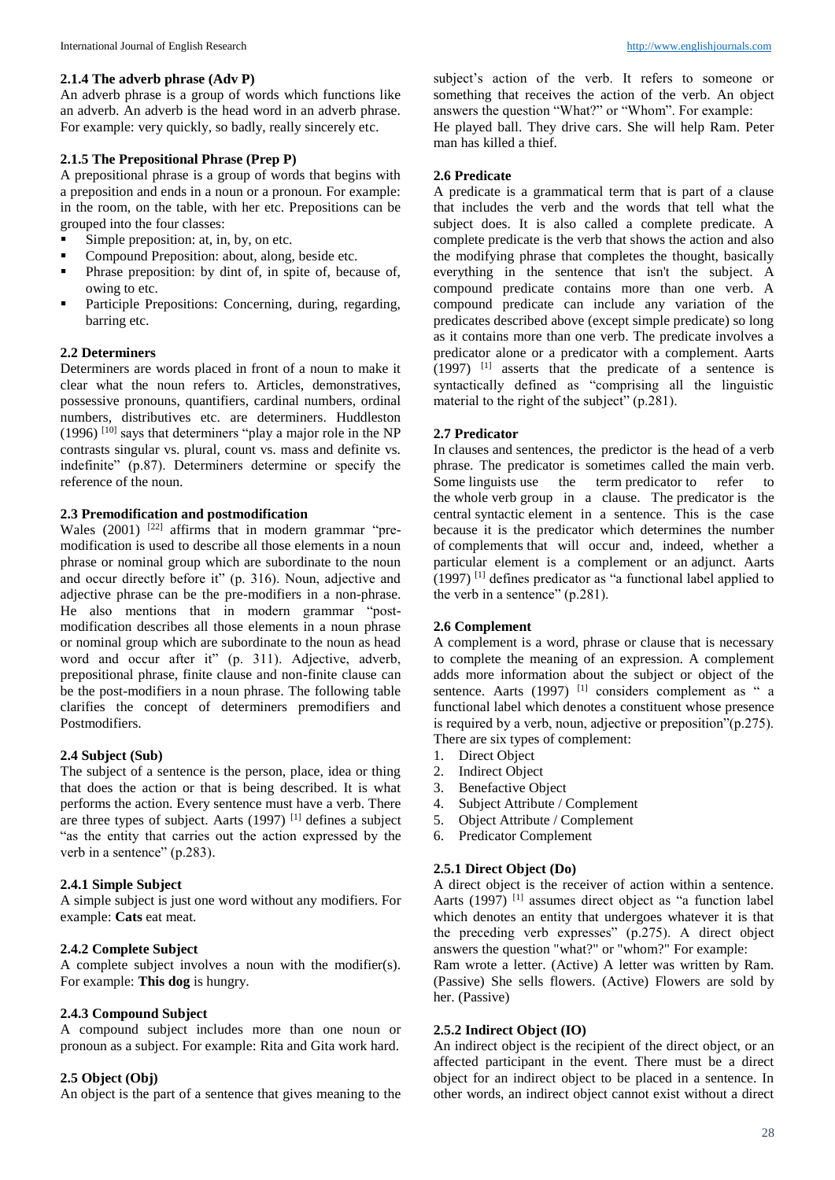#### 2.1.4 The adverb phrase (Adv P)

An adverb phrase is a group of words which functions like an adverb. An adverb is the head word in an adverb phrase. For example: very quickly, so badly, really sincerely etc.

#### 2.1.5 The Prepositional Phrase (Prep P)

A prepositional phrase is a group of words that begins with a preposition and ends in a noun or a pronoun. For example: in the room, on the table, with her etc. Prepositions can be grouped into the four classes:

- Simple preposition: at, in, by, on etc.
- Compound Preposition: about, along, beside etc.
- Phrase preposition: by dint of, in spite of, because of, owing to etc.
- Participle Prepositions: Concerning, during, regarding, barring etc.

### 2.2 Determiners

Determiners are words placed in front of a noun to make it clear what the noun refers to. Articles, demonstratives, possessive pronouns, quantifiers, cardinal numbers, ordinal numbers, distributives etc. are determiners. Huddleston (1996) [10] says that determiners "play a major role in the NP contrasts singular vs. plural, count vs. mass and definite vs. indefinite" (p.87). Determiners determine or specify the reference of the noun.

### 2.3 Premodification and postmodification

Wales (2001) [22] affirms that in modern grammar "pre-modification is used to describe all those elements in a noun phrase or nominal group which are subordinate to the noun and occur directly before it" (p. 316). Noun, adjective and adjective phrase can be the pre-modifiers in a non-phrase. He also mentions that in modern grammar "post-modification describes all those elements in a noun phrase or nominal group which are subordinate to the noun as head word and occur after it" (p. 311). Adjective, adverb, prepositional phrase, finite clause and non-finite clause can be the post-modifiers in a noun phrase. The following table clarifies the concept of determiners premodifiers and Postmodifiers.

### 2.4 Subject (Sub)

The subject of a sentence is the person, place, idea or thing that does the action or that is being described. It is what performs the action. Every sentence must have a verb. There are three types of subject. Aarts (1997) [1] defines a subject "as the entity that carries out the action expressed by the verb in a sentence" (p.283).

#### 2.4.1 Simple Subject

A simple subject is just one word without any modifiers. For example: **Cats** eat meat.

#### 2.4.2 Complete Subject

A complete subject involves a noun with the modifier(s). For example: **This dog** is hungry.

#### 2.4.3 Compound Subject

A compound subject includes more than one noun or pronoun as a subject. For example: Rita and Gita work hard.

### 2.5 Object (Obj)

An object is the part of a sentence that gives meaning to the subject's action of the verb. It refers to someone or something that receives the action of the verb. An object answers the question "What?" or "Whom". For example:
He played ball. They drive cars. She will help Ram. Peter man has killed a thief.

### 2.6 Predicate

A predicate is a grammatical term that is part of a clause that includes the verb and the words that tell what the subject does. It is also called a complete predicate. A complete predicate is the verb that shows the action and also the modifying phrase that completes the thought, basically everything in the sentence that isn't the subject. A compound predicate contains more than one verb. A compound predicate can include any variation of the predicates described above (except simple predicate) so long as it contains more than one verb. The predicate involves a predicator alone or a predicator with a complement. Aarts (1997) [1] asserts that the predicate of a sentence is syntactically defined as "comprising all the linguistic material to the right of the subject" (p.281).

### 2.7 Predicator

In clauses and sentences, the predictor is the head of a verb phrase. The predicator is sometimes called the main verb. Some linguists use the term predicator to refer to the whole verb group in a clause. The predicator is the central syntactic element in a sentence. This is the case because it is the predicator which determines the number of complements that will occur and, indeed, whether a particular element is a complement or an adjunct. Aarts (1997) [1] defines predicator as "a functional label applied to the verb in a sentence" (p.281).

### 2.6 Complement

A complement is a word, phrase or clause that is necessary to complete the meaning of an expression. A complement adds more information about the subject or object of the sentence. Aarts (1997) [1] considers complement as " a functional label which denotes a constituent whose presence is required by a verb, noun, adjective or preposition"(p.275). There are six types of complement:

1. Direct Object
2. Indirect Object
3. Benefactive Object
4. Subject Attribute / Complement
5. Object Attribute / Complement
6. Predicator Complement

#### 2.5.1 Direct Object (Do)

A direct object is the receiver of action within a sentence. Aarts (1997) [1] assumes direct object as "a function label which denotes an entity that undergoes whatever it is that the preceding verb expresses" (p.275). A direct object answers the question "what?" or "whom?" For example:
Ram wrote a letter. (Active) A letter was written by Ram. (Passive) She sells flowers. (Active) Flowers are sold by her. (Passive)

#### 2.5.2 Indirect Object (IO)

An indirect object is the recipient of the direct object, or an affected participant in the event. There must be a direct object for an indirect object to be placed in a sentence. In other words, an indirect object cannot exist without a direct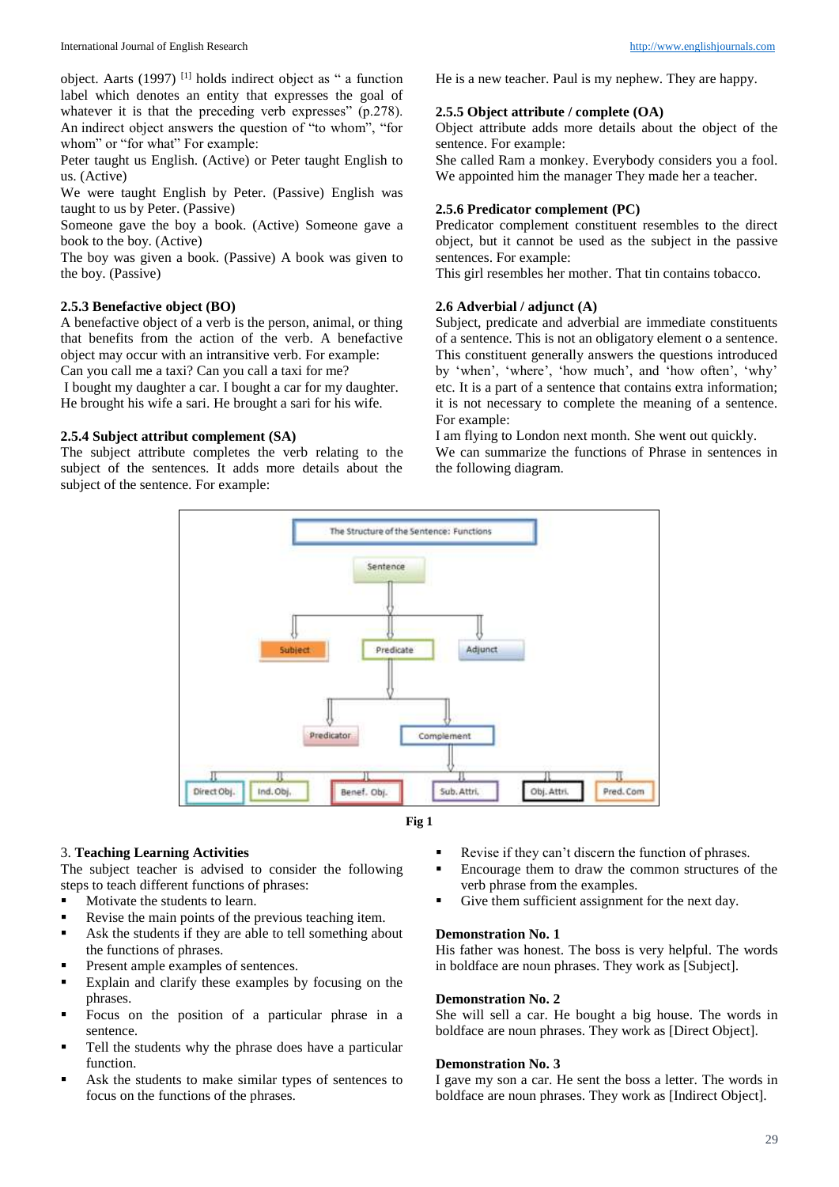object. Aarts (1997) [1] holds indirect object as " a function label which denotes an entity that expresses the goal of whatever it is that the preceding verb expresses" (p.278). An indirect object answers the question of "to whom", "for whom" or "for what" For example:

Peter taught us English. (Active) or Peter taught English to us. (Active)

We were taught English by Peter. (Passive) English was taught to us by Peter. (Passive)

Someone gave the boy a book. (Active) Someone gave a book to the boy. (Active)

The boy was given a book. (Passive) A book was given to the boy. (Passive)

### 2.5.3 Benefactive object (BO)

A benefactive object of a verb is the person, animal, or thing that benefits from the action of the verb. A benefactive object may occur with an intransitive verb. For example:

Can you call me a taxi? Can you call a taxi for me?

I bought my daughter a car. I bought a car for my daughter.

He brought his wife a sari. He brought a sari for his wife.

### 2.5.4 Subject attribut complement (SA)

The subject attribute completes the verb relating to the subject of the sentences. It adds more details about the subject of the sentence. For example:

He is a new teacher. Paul is my nephew. They are happy.

### 2.5.5 Object attribute / complete (OA)

Object attribute adds more details about the object of the sentence. For example:

She called Ram a monkey. Everybody considers you a fool. We appointed him the manager They made her a teacher.

### 2.5.6 Predicator complement (PC)

Predicator complement constituent resembles to the direct object, but it cannot be used as the subject in the passive sentences. For example:

This girl resembles her mother. That tin contains tobacco.

### 2.6 Adverbial / adjunct (A)

Subject, predicate and adverbial are immediate constituents of a sentence. This is not an obligatory element o a sentence. This constituent generally answers the questions introduced by 'when', 'where', 'how much', and 'how often', 'why' etc. It is a part of a sentence that contains extra information; it is not necessary to complete the meaning of a sentence. For example:

I am flying to London next month. She went out quickly.

We can summarize the functions of Phrase in sentences in the following diagram.

The Structure of the Sentence: Functions

Sentence → Subject, Predicate, Adjunct

Predicate → Predicator, Complement

Complement → Direct Obj., Ind. Obj., Benef. Obj., Sub. Attri., Obj. Attri., Pred. Com

**Fig 1**

## 3. Teaching Learning Activities

The subject teacher is advised to consider the following steps to teach different functions of phrases:

- Motivate the students to learn.
- Revise the main points of the previous teaching item.
- Ask the students if they are able to tell something about the functions of phrases.
- Present ample examples of sentences.
- Explain and clarify these examples by focusing on the phrases.
- Focus on the position of a particular phrase in a sentence.
- Tell the students why the phrase does have a particular function.
- Ask the students to make similar types of sentences to focus on the functions of the phrases.
- Revise if they can't discern the function of phrases.
- Encourage them to draw the common structures of the verb phrase from the examples.
- Give them sufficient assignment for the next day.

**Demonstration No. 1**

His father was honest. The boss is very helpful. The words in boldface are noun phrases. They work as [Subject].

**Demonstration No. 2**

She will sell a car. He bought a big house. The words in boldface are noun phrases. They work as [Direct Object].

**Demonstration No. 3**

I gave my son a car. He sent the boss a letter. The words in boldface are noun phrases. They work as [Indirect Object].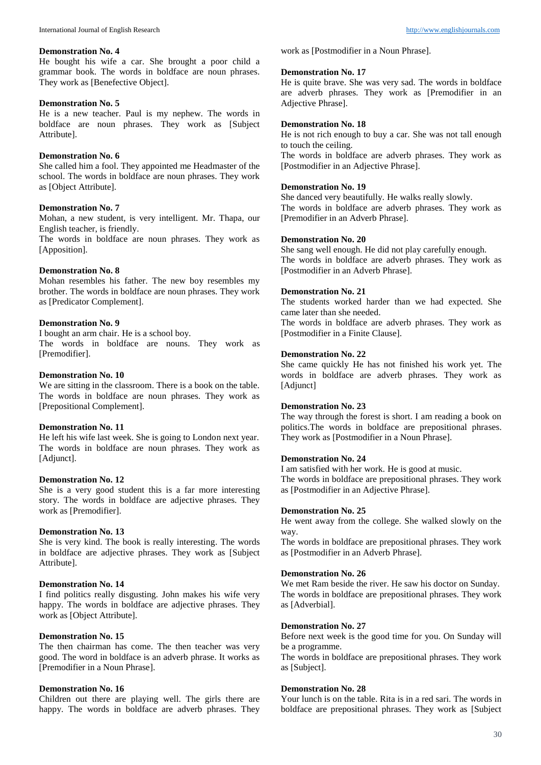**Demonstration No. 4**
He bought his wife a car. She brought a poor child a grammar book. The words in boldface are noun phrases. They work as [Benefective Object].

**Demonstration No. 5**
He is a new teacher. Paul is my nephew. The words in boldface are noun phrases. They work as [Subject Attribute].

**Demonstration No. 6**
She called him a fool. They appointed me Headmaster of the school. The words in boldface are noun phrases. They work as [Object Attribute].

**Demonstration No. 7**
Mohan, a new student, is very intelligent. Mr. Thapa, our English teacher, is friendly.
The words in boldface are noun phrases. They work as [Apposition].

**Demonstration No. 8**
Mohan resembles his father. The new boy resembles my brother. The words in boldface are noun phrases. They work as [Predicator Complement].

**Demonstration No. 9**
I bought an arm chair. He is a school boy.
The words in boldface are nouns. They work as [Premodifier].

**Demonstration No. 10**
We are sitting in the classroom. There is a book on the table. The words in boldface are noun phrases. They work as [Prepositional Complement].

**Demonstration No. 11**
He left his wife last week. She is going to London next year. The words in boldface are noun phrases. They work as [Adjunct].

**Demonstration No. 12**
She is a very good student this is a far more interesting story. The words in boldface are adjective phrases. They work as [Premodifier].

**Demonstration No. 13**
She is very kind. The book is really interesting. The words in boldface are adjective phrases. They work as [Subject Attribute].

**Demonstration No. 14**
I find politics really disgusting. John makes his wife very happy. The words in boldface are adjective phrases. They work as [Object Attribute].

**Demonstration No. 15**
The then chairman has come. The then teacher was very good. The word in boldface is an adverb phrase. It works as [Premodifier in a Noun Phrase].

**Demonstration No. 16**
Children out there are playing well. The girls there are happy. The words in boldface are adverb phrases. They work as [Postmodifier in a Noun Phrase].

**Demonstration No. 17**
He is quite brave. She was very sad. The words in boldface are adverb phrases. They work as [Premodifier in an Adjective Phrase].

**Demonstration No. 18**
He is not rich enough to buy a car. She was not tall enough to touch the ceiling.
The words in boldface are adverb phrases. They work as [Postmodifier in an Adjective Phrase].

**Demonstration No. 19**
She danced very beautifully. He walks really slowly.
The words in boldface are adverb phrases. They work as [Premodifier in an Adverb Phrase].

**Demonstration No. 20**
She sang well enough. He did not play carefully enough.
The words in boldface are adverb phrases. They work as [Postmodifier in an Adverb Phrase].

**Demonstration No. 21**
The students worked harder than we had expected. She came later than she needed.
The words in boldface are adverb phrases. They work as [Postmodifier in a Finite Clause].

**Demonstration No. 22**
She came quickly He has not finished his work yet. The words in boldface are adverb phrases. They work as [Adjunct]

**Demonstration No. 23**
The way through the forest is short. I am reading a book on politics.The words in boldface are prepositional phrases. They work as [Postmodifier in a Noun Phrase].

**Demonstration No. 24**
I am satisfied with her work. He is good at music.
The words in boldface are prepositional phrases. They work as [Postmodifier in an Adjective Phrase].

**Demonstration No. 25**
He went away from the college. She walked slowly on the way.
The words in boldface are prepositional phrases. They work as [Postmodifier in an Adverb Phrase].

**Demonstration No. 26**
We met Ram beside the river. He saw his doctor on Sunday.
The words in boldface are prepositional phrases. They work as [Adverbial].

**Demonstration No. 27**
Before next week is the good time for you. On Sunday will be a programme.
The words in boldface are prepositional phrases. They work as [Subject].

**Demonstration No. 28**
Your lunch is on the table. Rita is in a red sari. The words in boldface are prepositional phrases. They work as [Subject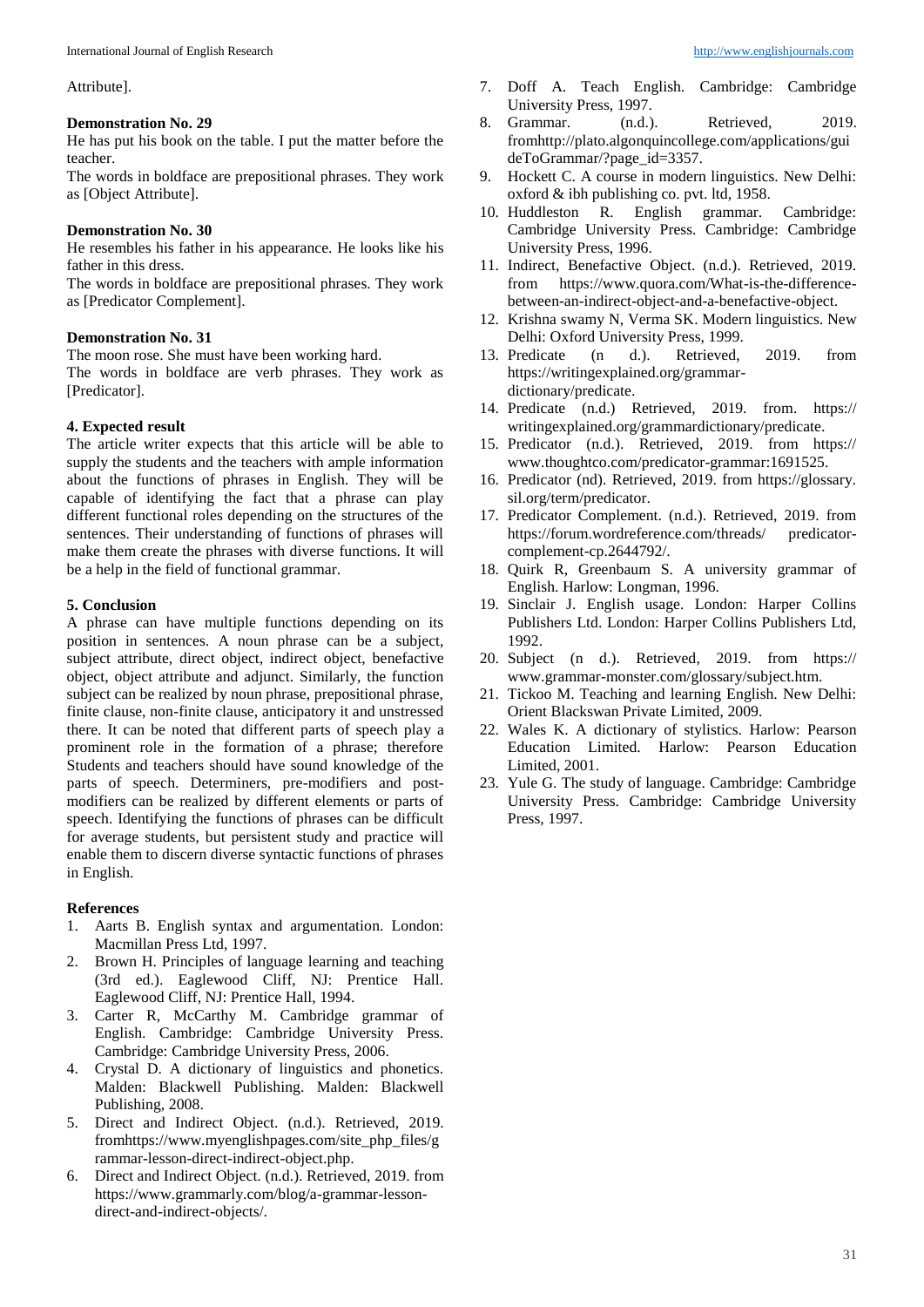Attribute].

**Demonstration No. 29**

He has put his book on the table. I put the matter before the teacher.

The words in boldface are prepositional phrases. They work as [Object Attribute].

**Demonstration No. 30**

He resembles his father in his appearance. He looks like his father in this dress.

The words in boldface are prepositional phrases. They work as [Predicator Complement].

**Demonstration No. 31**

The moon rose. She must have been working hard.

The words in boldface are verb phrases. They work as [Predicator].

## 4. Expected result

The article writer expects that this article will be able to supply the students and the teachers with ample information about the functions of phrases in English. They will be capable of identifying the fact that a phrase can play different functional roles depending on the structures of the sentences. Their understanding of functions of phrases will make them create the phrases with diverse functions. It will be a help in the field of functional grammar.

## 5. Conclusion

A phrase can have multiple functions depending on its position in sentences. A noun phrase can be a subject, subject attribute, direct object, indirect object, benefactive object, object attribute and adjunct. Similarly, the function subject can be realized by noun phrase, prepositional phrase, finite clause, non-finite clause, anticipatory it and unstressed there. It can be noted that different parts of speech play a prominent role in the formation of a phrase; therefore Students and teachers should have sound knowledge of the parts of speech. Determiners, pre-modifiers and post-modifiers can be realized by different elements or parts of speech. Identifying the functions of phrases can be difficult for average students, but persistent study and practice will enable them to discern diverse syntactic functions of phrases in English.

## References

1. Aarts B. English syntax and argumentation. London: Macmillan Press Ltd, 1997.
2. Brown H. Principles of language learning and teaching (3rd ed.). Eaglewood Cliff, NJ: Prentice Hall. Eaglewood Cliff, NJ: Prentice Hall, 1994.
3. Carter R, McCarthy M. Cambridge grammar of English. Cambridge: Cambridge University Press. Cambridge: Cambridge University Press, 2006.
4. Crystal D. A dictionary of linguistics and phonetics. Malden: Blackwell Publishing. Malden: Blackwell Publishing, 2008.
5. Direct and Indirect Object. (n.d.). Retrieved, 2019. fromhttps://www.myenglishpages.com/site_php_files/grammar-lesson-direct-indirect-object.php.
6. Direct and Indirect Object. (n.d.). Retrieved, 2019. from https://www.grammarly.com/blog/a-grammar-lesson-direct-and-indirect-objects/.
7. Doff A. Teach English. Cambridge: Cambridge University Press, 1997.
8. Grammar. (n.d.). Retrieved, 2019. fromhttp://plato.algonquincollege.com/applications/guideToGrammar/?page_id=3357.
9. Hockett C. A course in modern linguistics. New Delhi: oxford & ibh publishing co. pvt. ltd, 1958.
10. Huddleston R. English grammar. Cambridge: Cambridge University Press. Cambridge: Cambridge University Press, 1996.
11. Indirect, Benefactive Object. (n.d.). Retrieved, 2019. from https://www.quora.com/What-is-the-difference-between-an-indirect-object-and-a-benefactive-object.
12. Krishna swamy N, Verma SK. Modern linguistics. New Delhi: Oxford University Press, 1999.
13. Predicate (n d.). Retrieved, 2019. from https://writingexplained.org/grammar-dictionary/predicate.
14. Predicate (n.d.) Retrieved, 2019. from. https://writingexplained.org/grammardictionary/predicate.
15. Predicator (n.d.). Retrieved, 2019. from https://www.thoughtco.com/predicator-grammar:1691525.
16. Predicator (nd). Retrieved, 2019. from https://glossary.sil.org/term/predicator.
17. Predicator Complement. (n.d.). Retrieved, 2019. from https://forum.wordreference.com/threads/ predicator-complement-cp.2644792/.
18. Quirk R, Greenbaum S. A university grammar of English. Harlow: Longman, 1996.
19. Sinclair J. English usage. London: Harper Collins Publishers Ltd. London: Harper Collins Publishers Ltd, 1992.
20. Subject (n d.). Retrieved, 2019. from https://www.grammar-monster.com/glossary/subject.htm.
21. Tickoo M. Teaching and learning English. New Delhi: Orient Blackswan Private Limited, 2009.
22. Wales K. A dictionary of stylistics. Harlow: Pearson Education Limited. Harlow: Pearson Education Limited, 2001.
23. Yule G. The study of language. Cambridge: Cambridge University Press. Cambridge: Cambridge University Press, 1997.